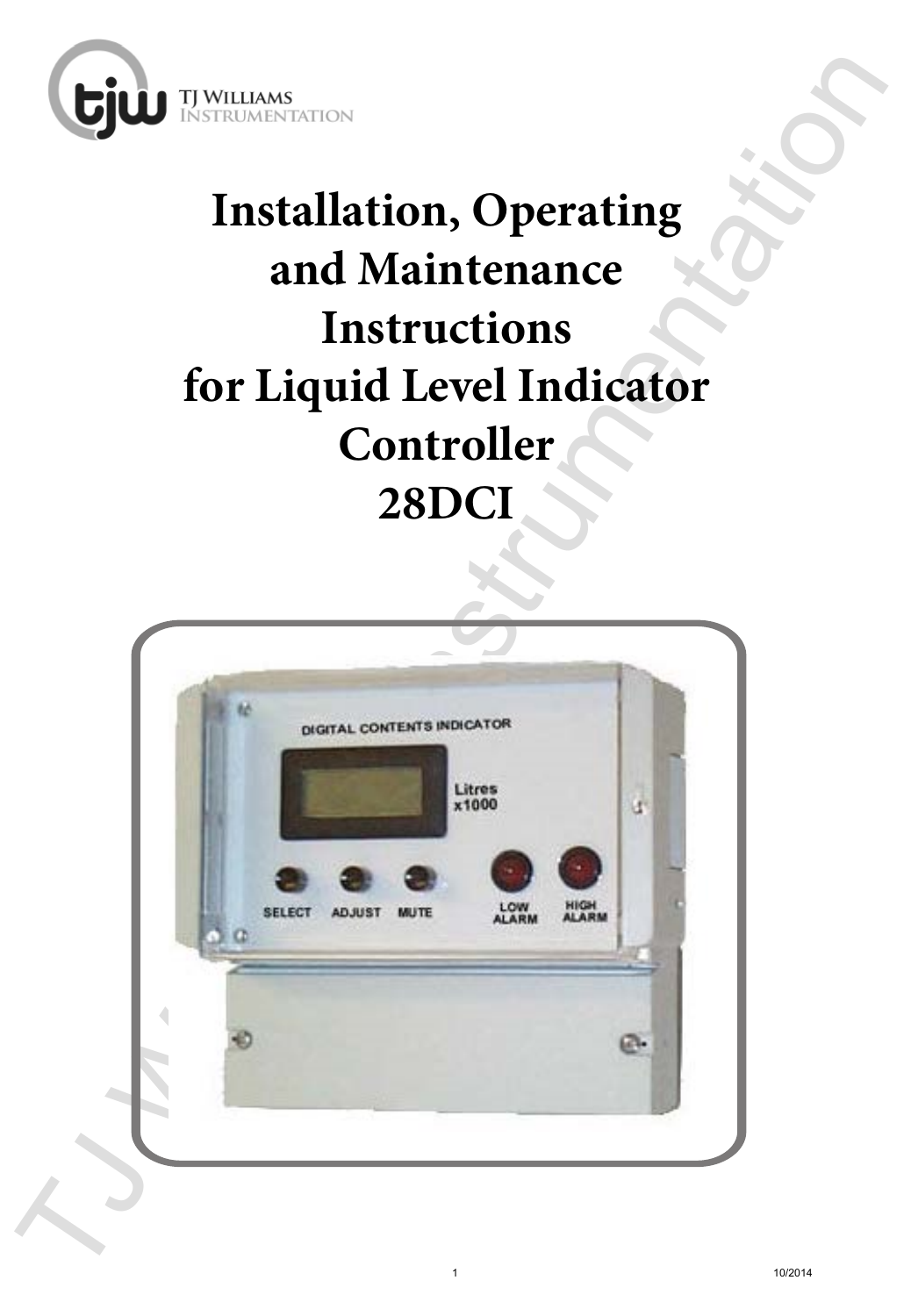TJ Williams Instrumentation

# Installation, Operating and Maintenance Instructions for Liquid Level Indicator Controller 28DCI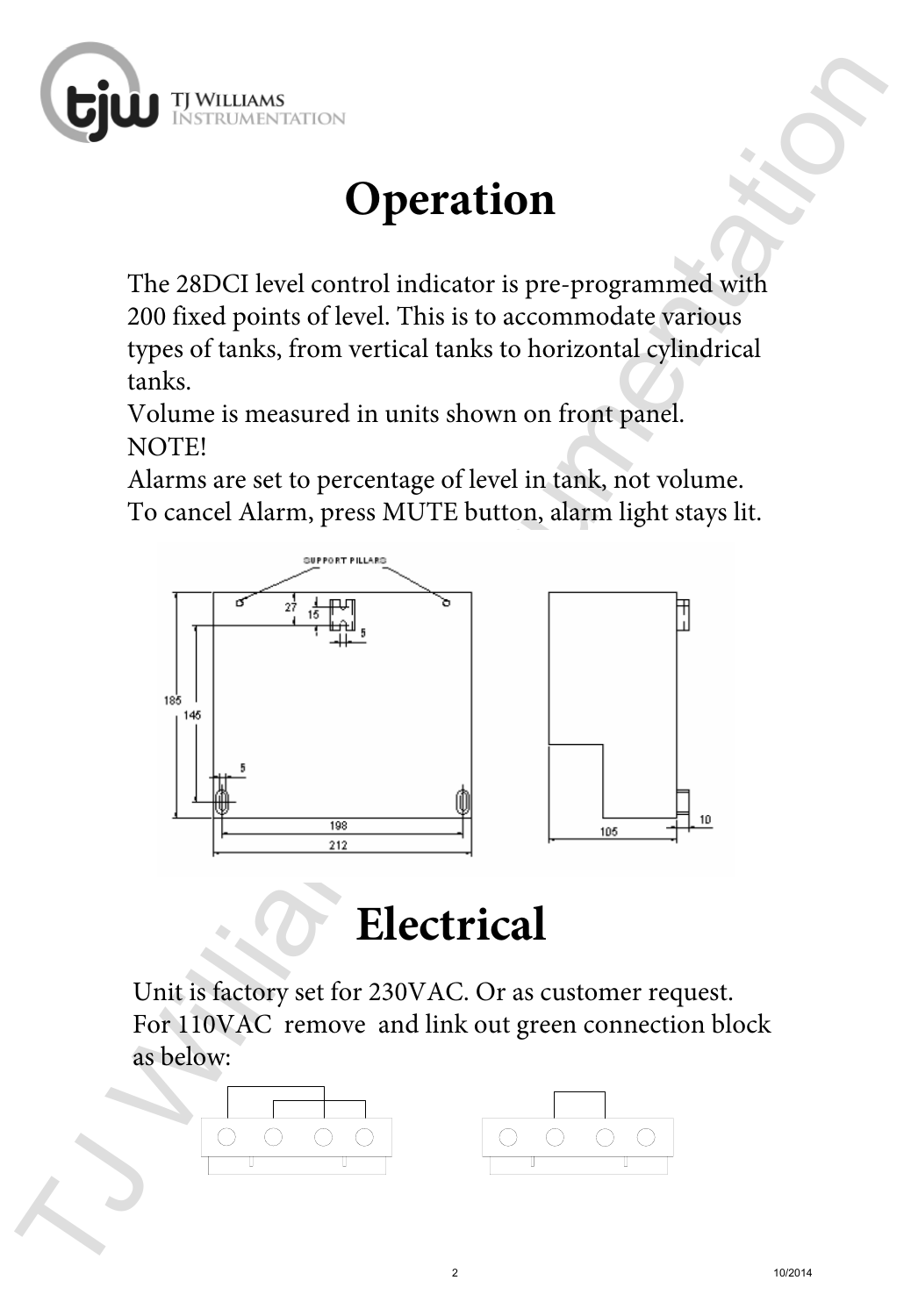# Operation

The 28DCI level control indicator is pre-programmed with 200 fixed points of level. This is to accommodate various types of tanks, from vertical tanks to horizontal cylindrical tanks.

Volume is measured in units shown on front panel.

NOTE!

Alarms are set to percentage of level in tank, not volume.

To cancel Alarm, press MUTE button, alarm light stays lit.

# Electrical

Unit is factory set for 230VAC. Or as customer request.

For 110VAC remove and link out green connection block as below: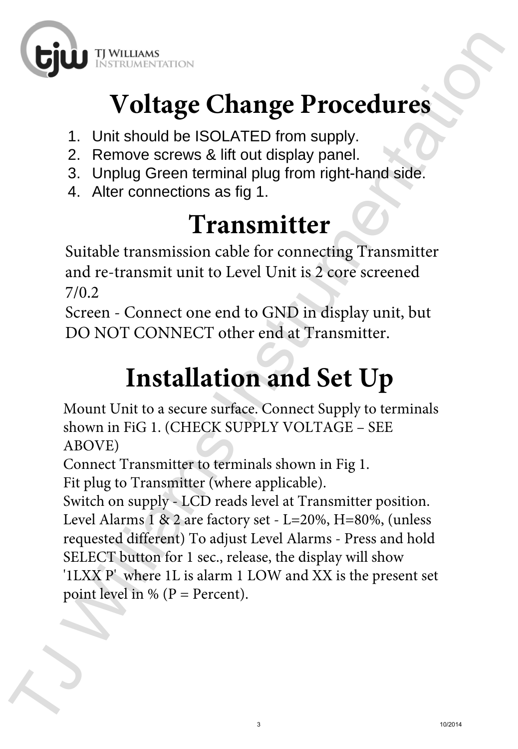# Voltage Change Procedures

1. Unit should be ISOLATED from supply.
2. Remove screws & lift out display panel.
3. Unplug Green terminal plug from right-hand side.
4. Alter connections as fig 1.

# Transmitter

Suitable transmission cable for connecting Transmitter and re-transmit unit to Level Unit is 2 core screened 7/0.2

Screen - Connect one end to GND in display unit, but DO NOT CONNECT other end at Transmitter.

# Installation and Set Up

Mount Unit to a secure surface. Connect Supply to terminals shown in FiG 1. (CHECK SUPPLY VOLTAGE – SEE ABOVE)

Connect Transmitter to terminals shown in Fig 1.

Fit plug to Transmitter (where applicable).

Switch on supply - LCD reads level at Transmitter position. Level Alarms 1 & 2 are factory set - L=20%, H=80%, (unless requested different) To adjust Level Alarms - Press and hold SELECT button for 1 sec., release, the display will show '1LXX P' where 1L is alarm 1 LOW and XX is the present set point level in % (P = Percent).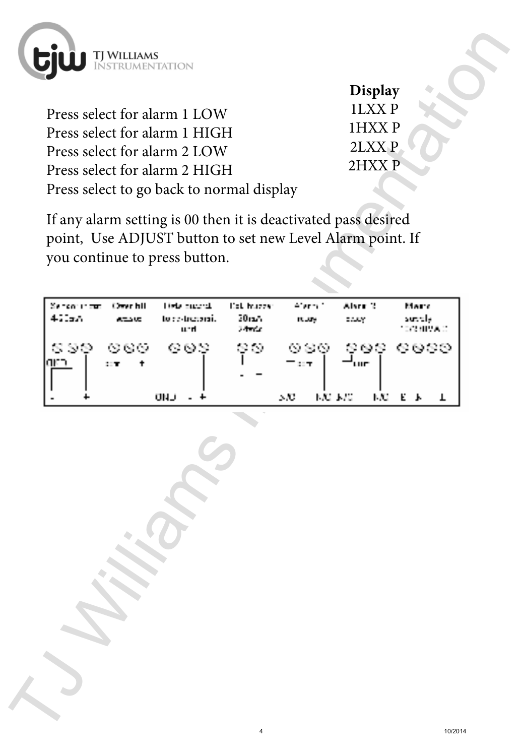| Press select for alarm 1 LOW | **Display** |
| --- | --- |
| Press select for alarm 1 LOW | 1LXX P |
| Press select for alarm 1 HIGH | 1HXX P |
| Press select for alarm 2 LOW | 2LXX P |
| Press select for alarm 2 HIGH | 2HXX P |
| Press select to go back to normal display | |

If any alarm setting is 00 then it is deactivated pass desired point, Use ADJUST button to set new Level Alarm point. If you continue to press button.

Sensor input 4-20mA
Over fill sensor
Data output to external unit
Out. buzzer 30mA 24vdc
Alarm 1 relay
Alarm 2 relay
Mains supply 100-240VAC

RED
COM +
COM
COM
- +
GND - +
- -
N/O N/C N/O N/C E N L